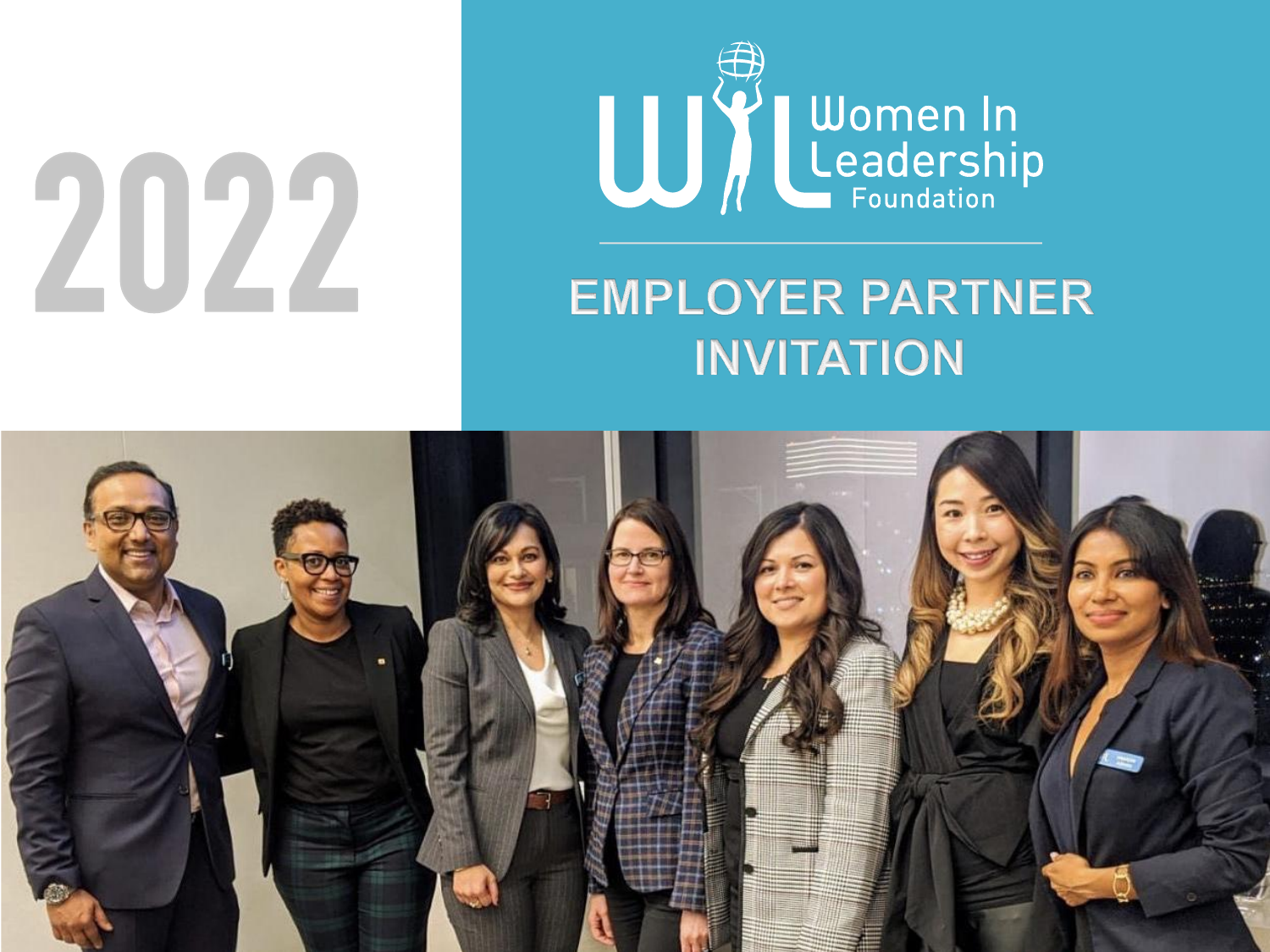# 2022

Women In Leadership Foundation

# EMPLOYER PARTNER INVITATION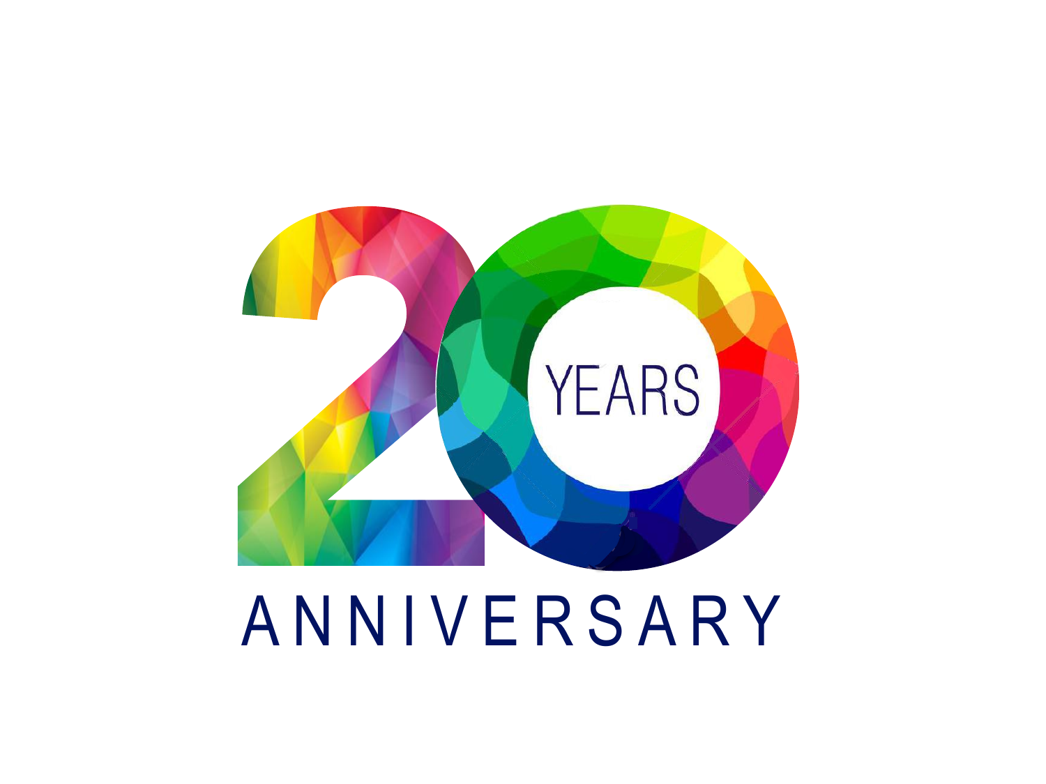# 20 YEARS ANNIVERSARY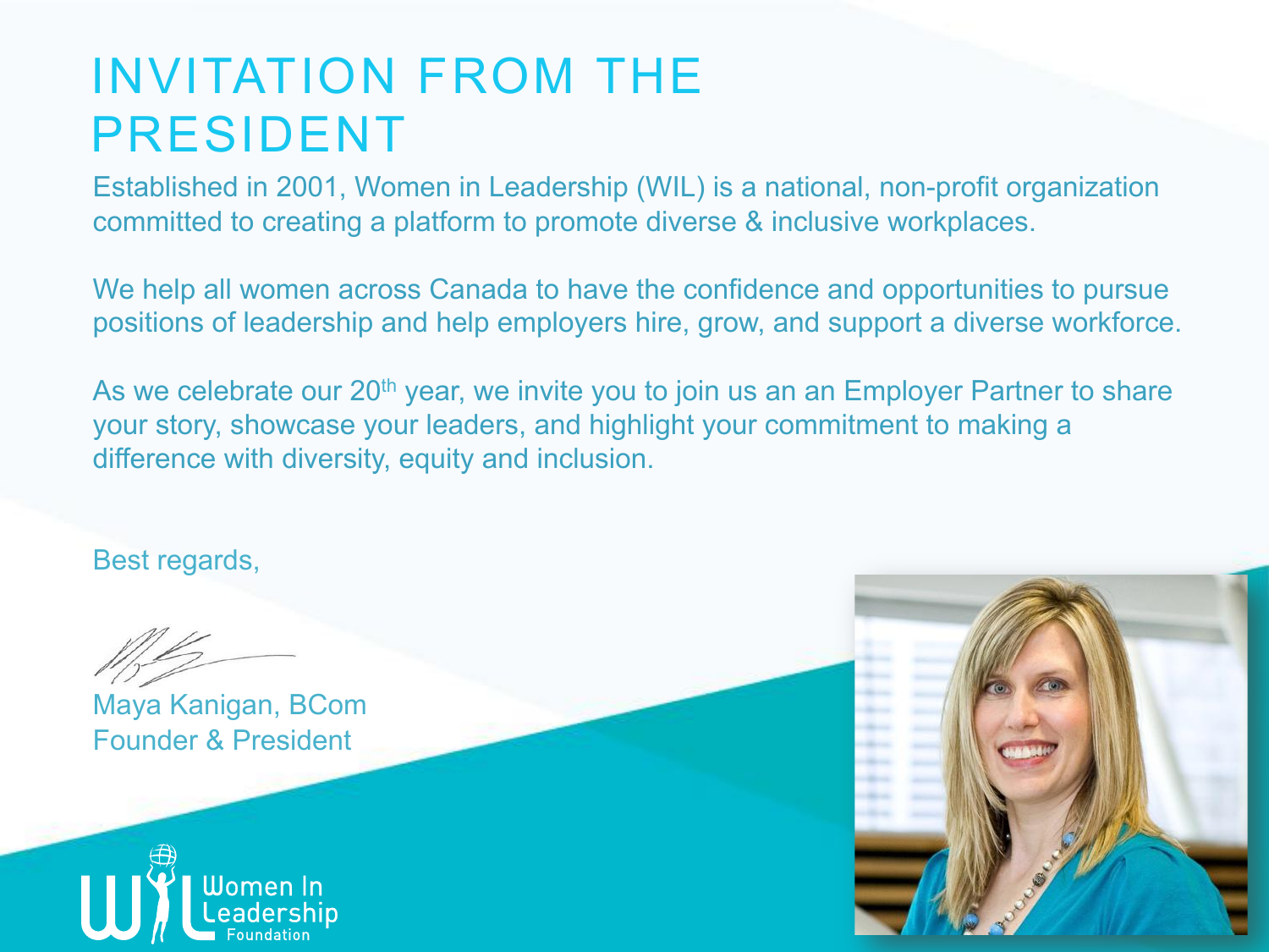# INVITATION FROM THE PRESIDENT

Established in 2001, Women in Leadership (WIL) is a national, non-profit organization committed to creating a platform to promote diverse & inclusive workplaces.

We help all women across Canada to have the confidence and opportunities to pursue positions of leadership and help employers hire, grow, and support a diverse workforce.

As we celebrate our 20th year, we invite you to join us an an Employer Partner to share your story, showcase your leaders, and highlight your commitment to making a difference with diversity, equity and inclusion.

Best regards,

Maya Kanigan, BCom
Founder & President

Women In Leadership Foundation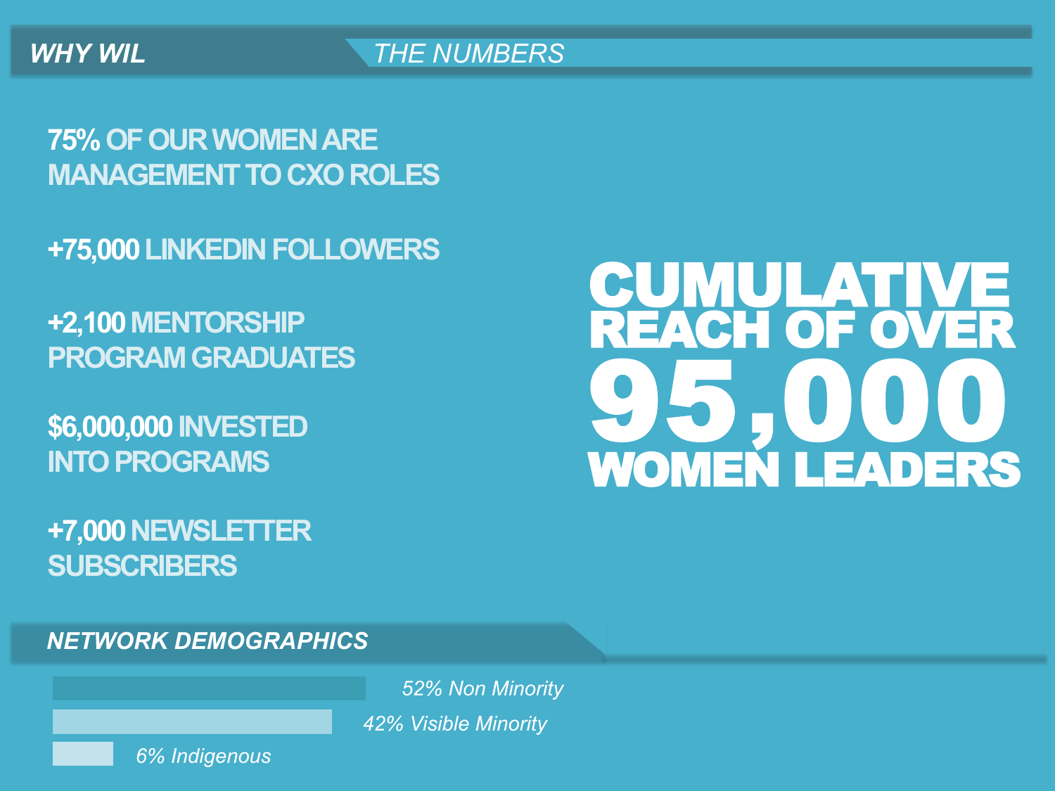## WHY WIL

### THE NUMBERS

**75%** OF OUR WOMEN ARE MANAGEMENT TO CXO ROLES

**+75,000** LINKEDIN FOLLOWERS

**+2,100** MENTORSHIP PROGRAM GRADUATES

**$6,000,000** INVESTED INTO PROGRAMS

**+7,000** NEWSLETTER SUBSCRIBERS

# CUMULATIVE REACH OF OVER 95,000 WOMEN LEADERS

### NETWORK DEMOGRAPHICS

- *52% Non Minority*
- *42% Visible Minority*
- *6% Indigenous*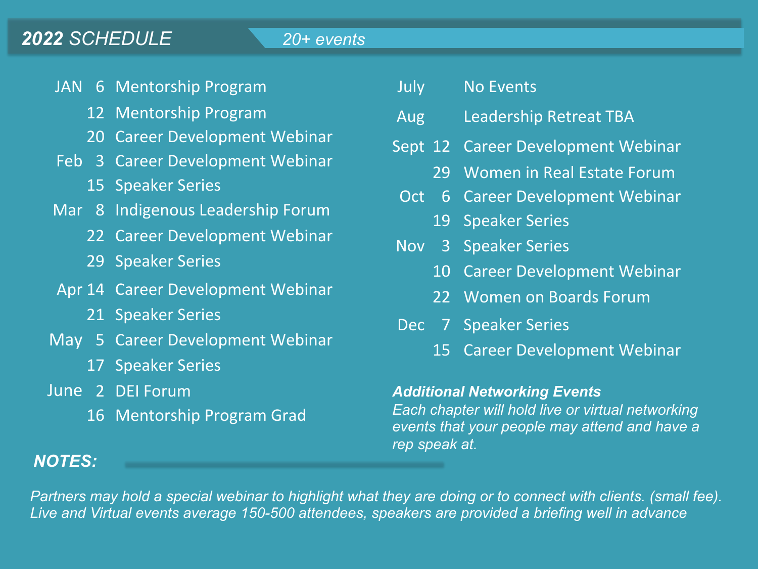## *2022 SCHEDULE* — *20+ events*

| Month | Day | Event |
|---|---|---|
| JAN | 6 | Mentorship Program |
| | 12 | Mentorship Program |
| | 20 | Career Development Webinar |
| Feb | 3 | Career Development Webinar |
| | 15 | Speaker Series |
| Mar | 8 | Indigenous Leadership Forum |
| | 22 | Career Development Webinar |
| | 29 | Speaker Series |
| Apr | 14 | Career Development Webinar |
| | 21 | Speaker Series |
| May | 5 | Career Development Webinar |
| | 17 | Speaker Series |
| June | 2 | DEI Forum |
| | 16 | Mentorship Program Grad |
| July | | No Events |
| Aug | | Leadership Retreat TBA |
| Sept | 12 | Career Development Webinar |
| | 29 | Women in Real Estate Forum |
| Oct | 6 | Career Development Webinar |
| | 19 | Speaker Series |
| Nov | 3 | Speaker Series |
| | 10 | Career Development Webinar |
| | 22 | Women on Boards Forum |
| Dec | 7 | Speaker Series |
| | 15 | Career Development Webinar |

***Additional Networking Events***

*Each chapter will hold live or virtual networking events that your people may attend and have a rep speak at.*

***NOTES:***

*Partners may hold a special webinar to highlight what they are doing or to connect with clients. (small fee).*
*Live and Virtual events average 150-500 attendees, speakers are provided a briefing well in advance*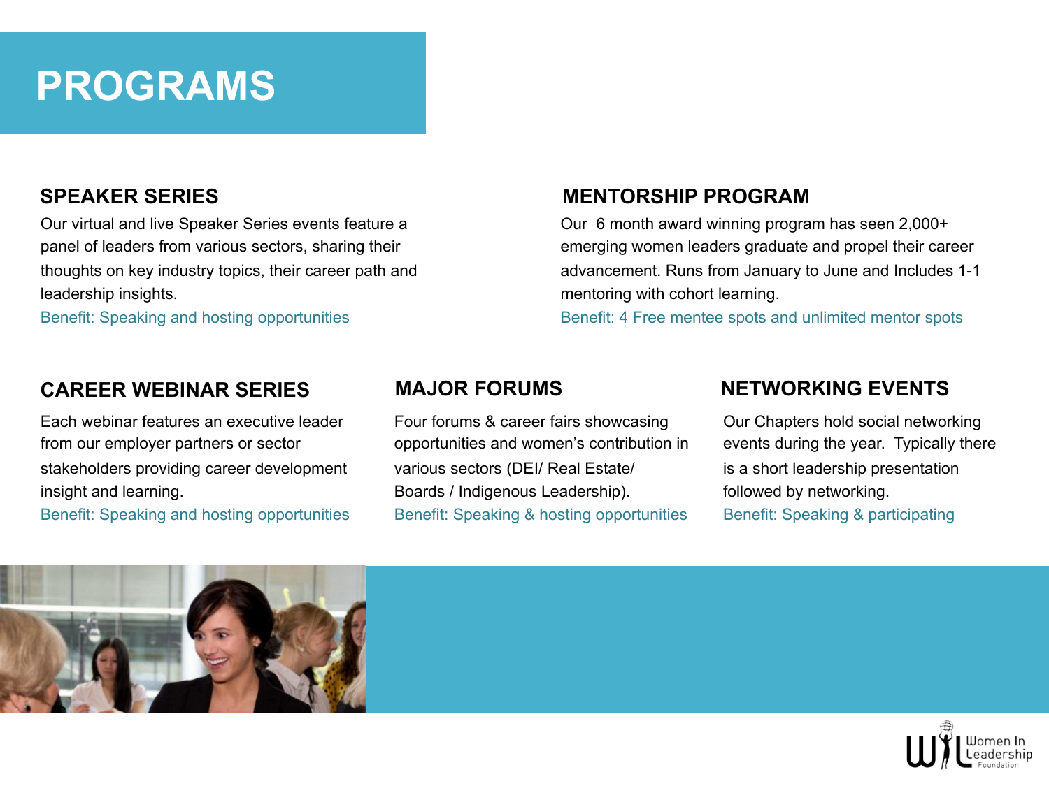# PROGRAMS

## SPEAKER SERIES

Our virtual and live Speaker Series events feature a panel of leaders from various sectors, sharing their thoughts on key industry topics, their career path and leadership insights.

Benefit: Speaking and hosting opportunities

## MENTORSHIP PROGRAM

Our 6 month award winning program has seen 2,000+ emerging women leaders graduate and propel their career advancement. Runs from January to June and Includes 1-1 mentoring with cohort learning.

Benefit: 4 Free mentee spots and unlimited mentor spots

## CAREER WEBINAR SERIES

Each webinar features an executive leader from our employer partners or sector stakeholders providing career development insight and learning.

Benefit: Speaking and hosting opportunities

## MAJOR FORUMS

Four forums & career fairs showcasing opportunities and women's contribution in various sectors (DEI/ Real Estate/ Boards / Indigenous Leadership).

Benefit: Speaking & hosting opportunities

## NETWORKING EVENTS

Our Chapters hold social networking events during the year. Typically there is a short leadership presentation followed by networking.

Benefit: Speaking & participating

Women In Leadership Foundation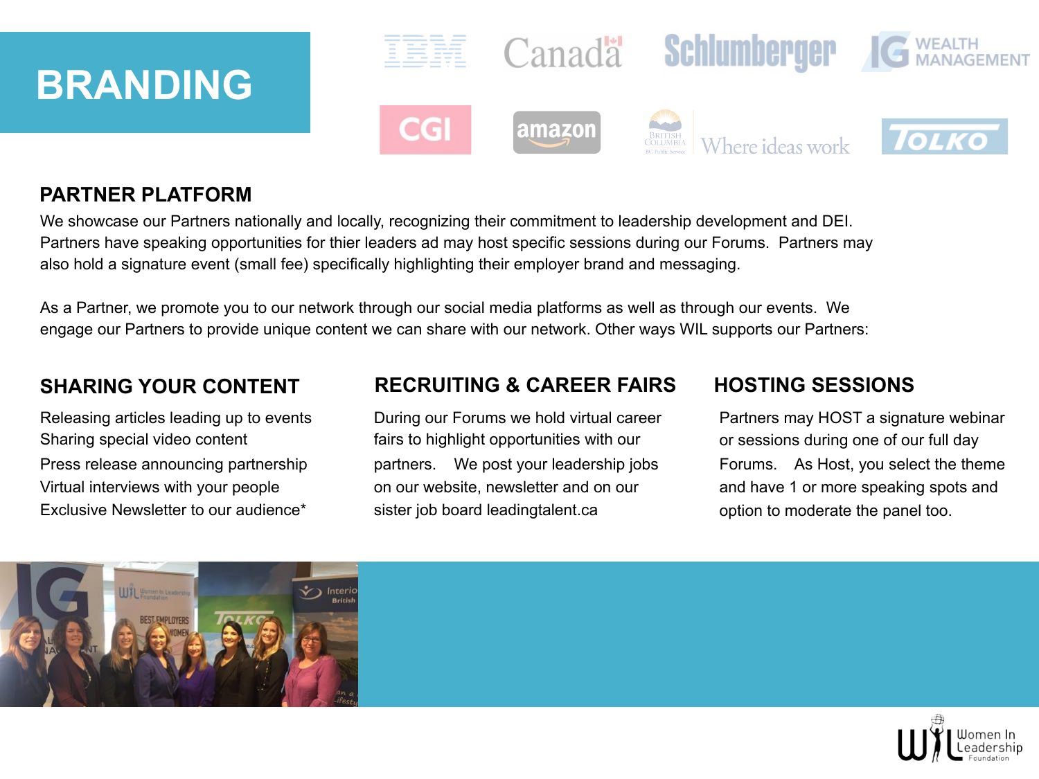# BRANDING

## PARTNER PLATFORM

We showcase our Partners nationally and locally, recognizing their commitment to leadership development and DEI. Partners have speaking opportunities for thier leaders ad may host specific sessions during our Forums. Partners may also hold a signature event (small fee) specifically highlighting their employer brand and messaging.

As a Partner, we promote you to our network through our social media platforms as well as through our events. We engage our Partners to provide unique content we can share with our network. Other ways WIL supports our Partners:

## SHARING YOUR CONTENT

Releasing articles leading up to events
Sharing special video content
Press release announcing partnership
Virtual interviews with your people
Exclusive Newsletter to our audience*

## RECRUITING & CAREER FAIRS

During our Forums we hold virtual career fairs to highlight opportunities with our partners. We post your leadership jobs on our website, newsletter and on our sister job board leadingtalent.ca

## HOSTING SESSIONS

Partners may HOST a signature webinar or sessions during one of our full day Forums. As Host, you select the theme and have 1 or more speaking spots and option to moderate the panel too.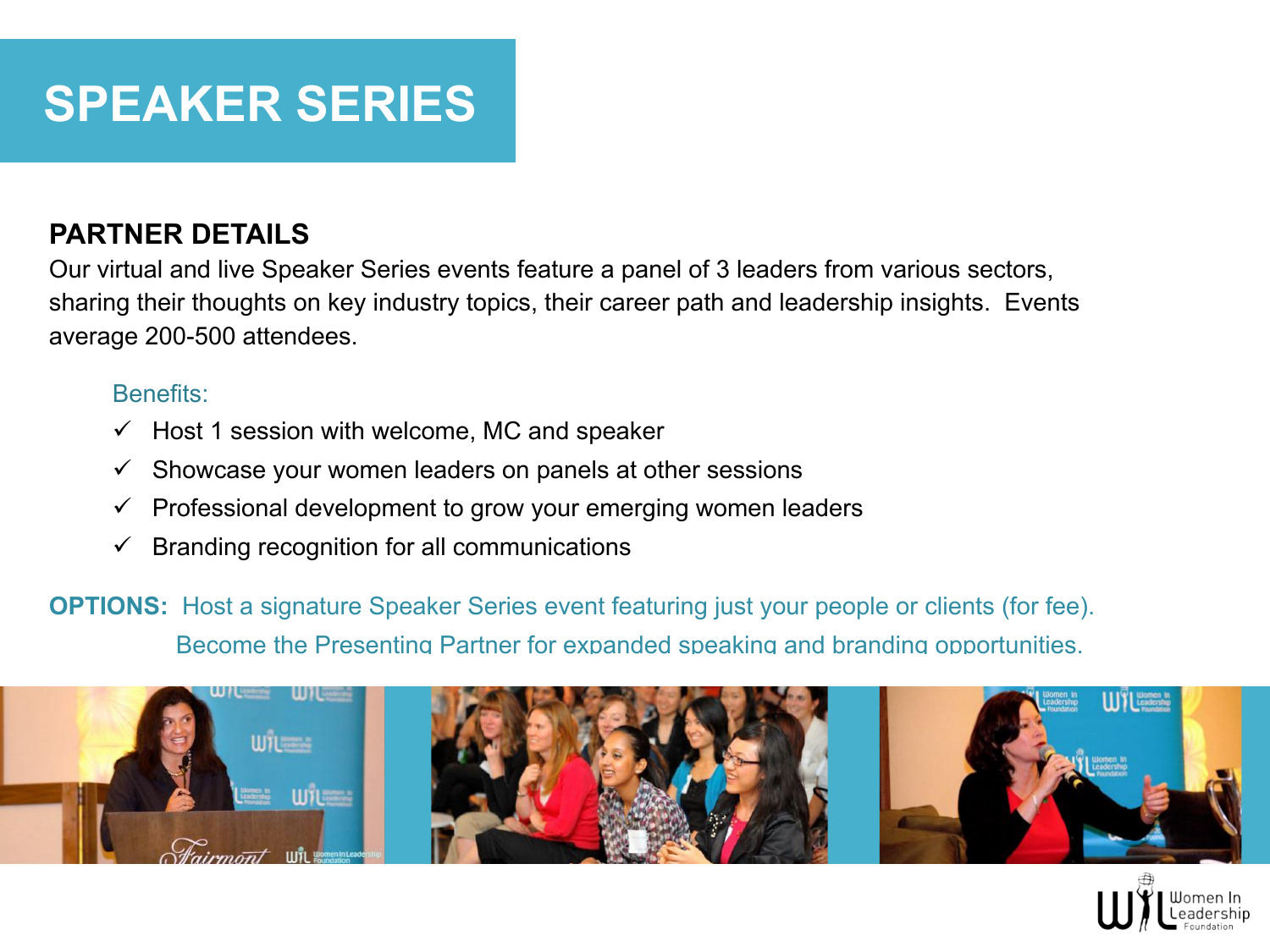# SPEAKER SERIES

## PARTNER DETAILS

Our virtual and live Speaker Series events feature a panel of 3 leaders from various sectors, sharing their thoughts on key industry topics, their career path and leadership insights. Events average 200-500 attendees.

Benefits:

- ✓ Host 1 session with welcome, MC and speaker
- ✓ Showcase your women leaders on panels at other sessions
- ✓ Professional development to grow your emerging women leaders
- ✓ Branding recognition for all communications

**OPTIONS:** Host a signature Speaker Series event featuring just your people or clients (for fee).
Become the Presenting Partner for expanded speaking and branding opportunities.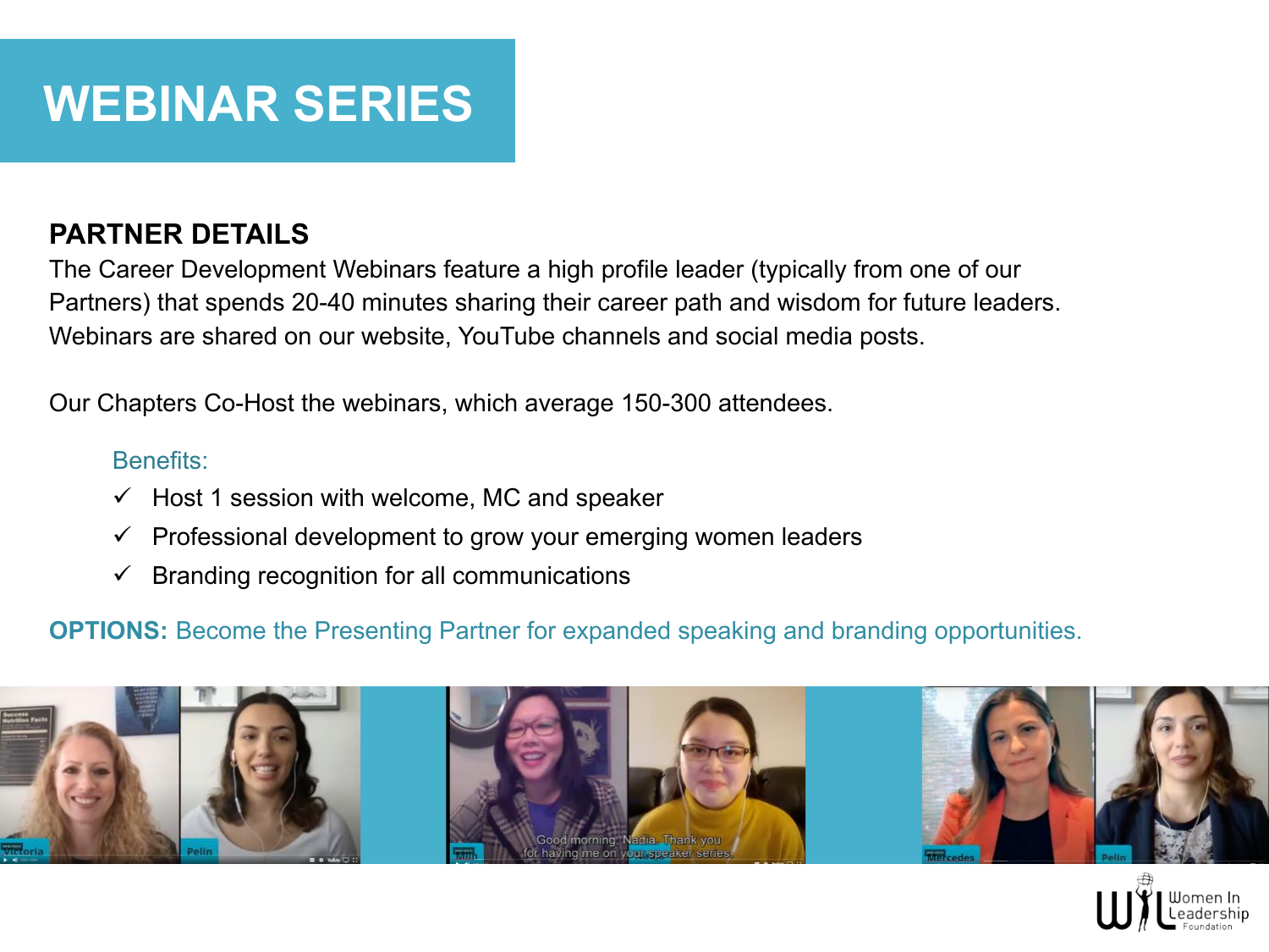# WEBINAR SERIES

## PARTNER DETAILS

The Career Development Webinars feature a high profile leader (typically from one of our Partners) that spends 20-40 minutes sharing their career path and wisdom for future leaders. Webinars are shared on our website, YouTube channels and social media posts.

Our Chapters Co-Host the webinars, which average 150-300 attendees.

Benefits:

- ✓ Host 1 session with welcome, MC and speaker
- ✓ Professional development to grow your emerging women leaders
- ✓ Branding recognition for all communications

**OPTIONS:** Become the Presenting Partner for expanded speaking and branding opportunities.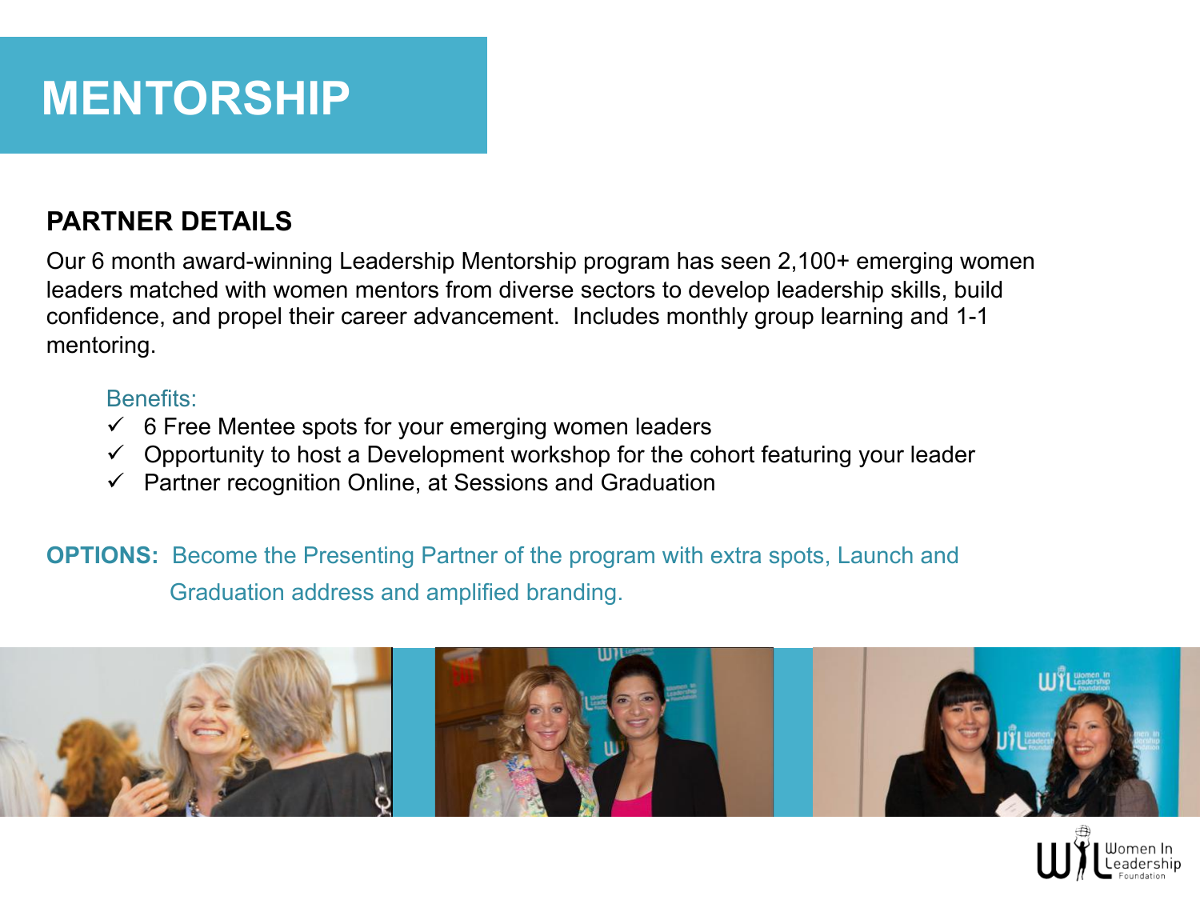# MENTORSHIP

## PARTNER DETAILS

Our 6 month award-winning Leadership Mentorship program has seen 2,100+ emerging women leaders matched with women mentors from diverse sectors to develop leadership skills, build confidence, and propel their career advancement. Includes monthly group learning and 1-1 mentoring.

Benefits:

- ✓ 6 Free Mentee spots for your emerging women leaders
- ✓ Opportunity to host a Development workshop for the cohort featuring your leader
- ✓ Partner recognition Online, at Sessions and Graduation

**OPTIONS:** Become the Presenting Partner of the program with extra spots, Launch and Graduation address and amplified branding.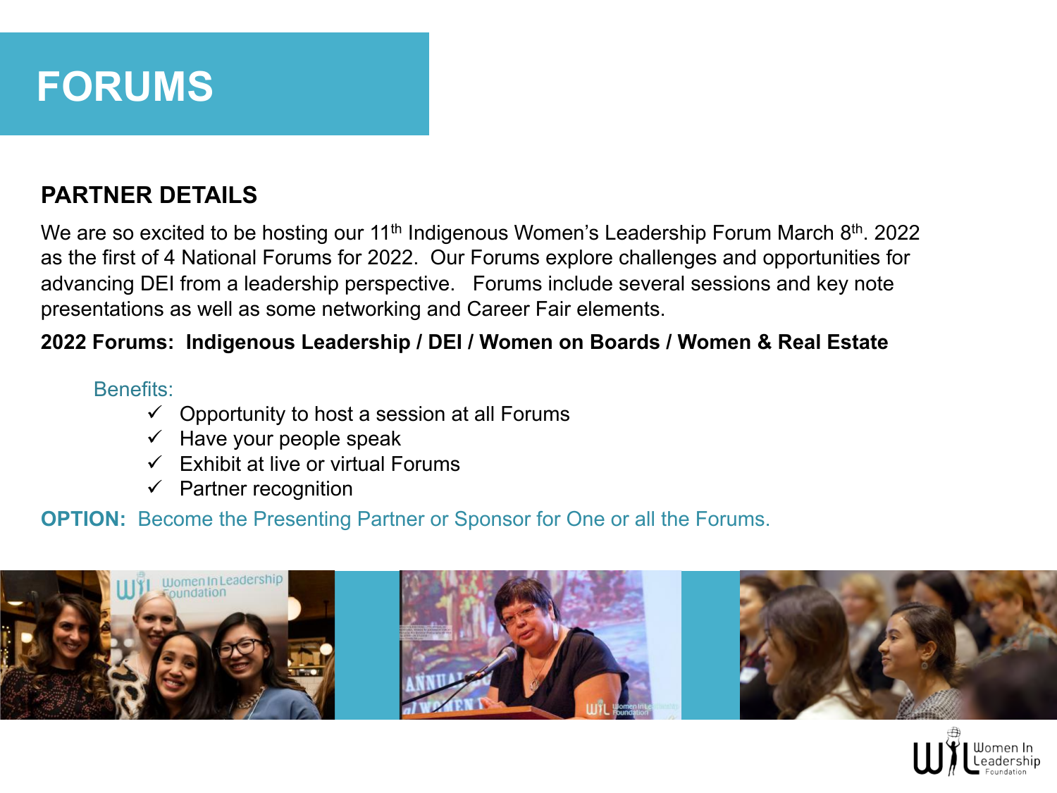# FORUMS

## PARTNER DETAILS

We are so excited to be hosting our 11th Indigenous Women's Leadership Forum March 8th. 2022 as the first of 4 National Forums for 2022. Our Forums explore challenges and opportunities for advancing DEI from a leadership perspective. Forums include several sessions and key note presentations as well as some networking and Career Fair elements.

**2022 Forums: Indigenous Leadership / DEI / Women on Boards / Women & Real Estate**

Benefits:

- ✓ Opportunity to host a session at all Forums
- ✓ Have your people speak
- ✓ Exhibit at live or virtual Forums
- ✓ Partner recognition

**OPTION:** Become the Presenting Partner or Sponsor for One or all the Forums.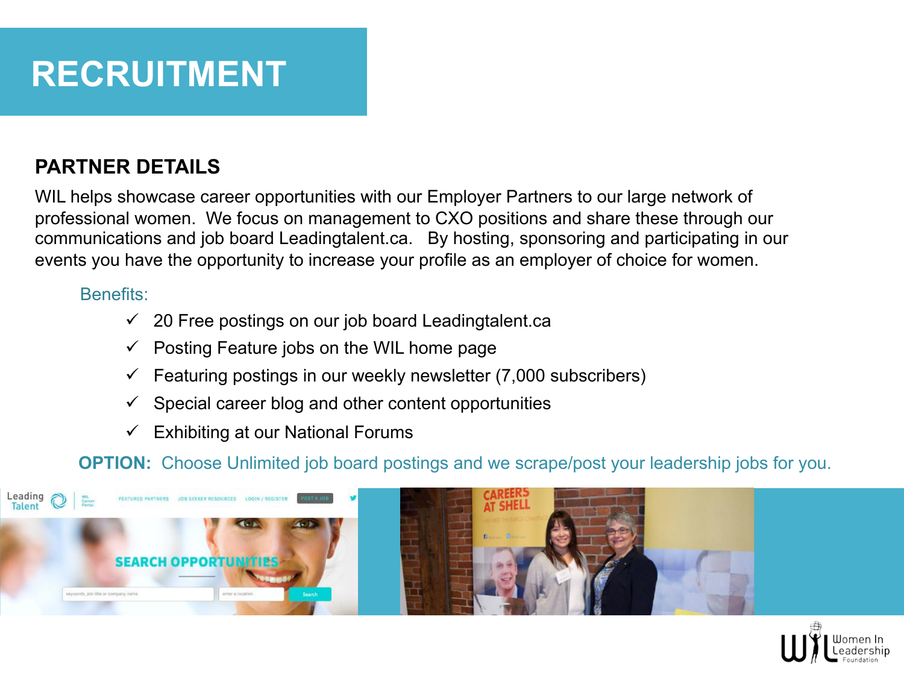# RECRUITMENT

## PARTNER DETAILS

WIL helps showcase career opportunities with our Employer Partners to our large network of professional women. We focus on management to CXO positions and share these through our communications and job board Leadingtalent.ca. By hosting, sponsoring and participating in our events you have the opportunity to increase your profile as an employer of choice for women.

Benefits:

- ✓ 20 Free postings on our job board Leadingtalent.ca
- ✓ Posting Feature jobs on the WIL home page
- ✓ Featuring postings in our weekly newsletter (7,000 subscribers)
- ✓ Special career blog and other content opportunities
- ✓ Exhibiting at our National Forums

**OPTION:** Choose Unlimited job board postings and we scrape/post your leadership jobs for you.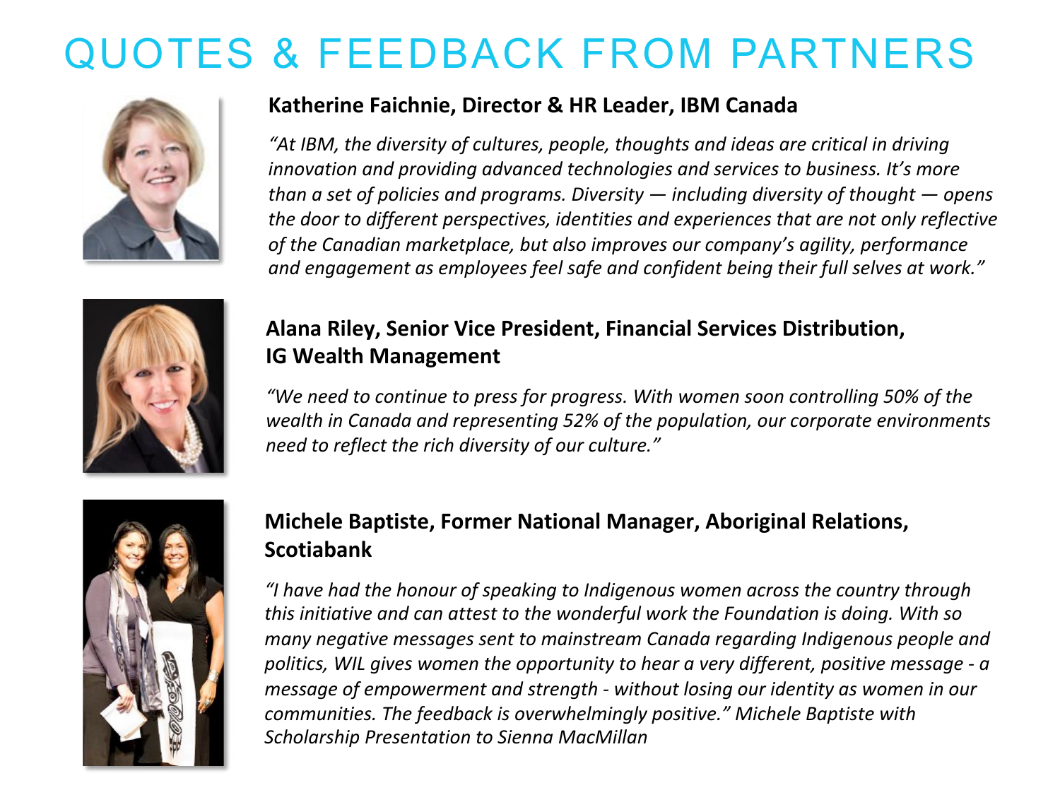# QUOTES & FEEDBACK FROM PARTNERS

**Katherine Faichnie, Director & HR Leader, IBM Canada**

*"At IBM, the diversity of cultures, people, thoughts and ideas are critical in driving innovation and providing advanced technologies and services to business. It's more than a set of policies and programs. Diversity — including diversity of thought — opens the door to different perspectives, identities and experiences that are not only reflective of the Canadian marketplace, but also improves our company's agility, performance and engagement as employees feel safe and confident being their full selves at work."*

**Alana Riley, Senior Vice President, Financial Services Distribution, IG Wealth Management**

*"We need to continue to press for progress. With women soon controlling 50% of the wealth in Canada and representing 52% of the population, our corporate environments need to reflect the rich diversity of our culture."*

**Michele Baptiste, Former National Manager, Aboriginal Relations, Scotiabank**

*"I have had the honour of speaking to Indigenous women across the country through this initiative and can attest to the wonderful work the Foundation is doing. With so many negative messages sent to mainstream Canada regarding Indigenous people and politics, WIL gives women the opportunity to hear a very different, positive message - a message of empowerment and strength - without losing our identity as women in our communities. The feedback is overwhelmingly positive." Michele Baptiste with Scholarship Presentation to Sienna MacMillan*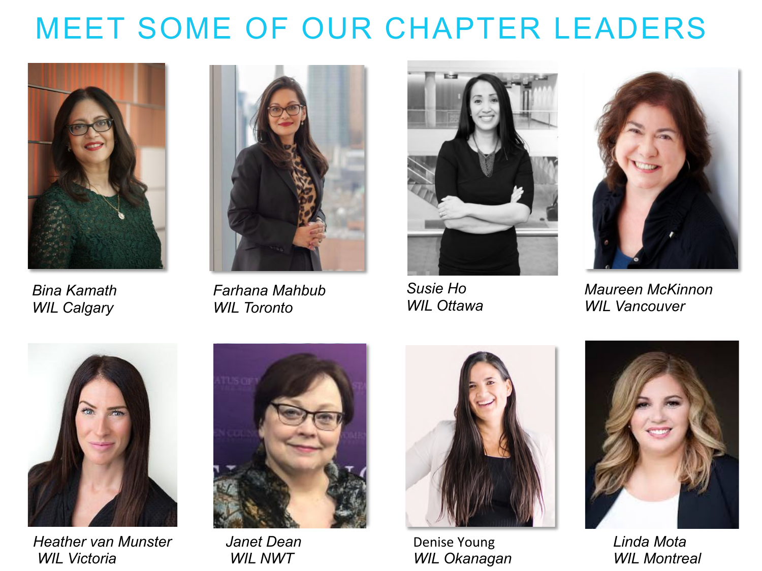# MEET SOME OF OUR CHAPTER LEADERS

*Bina Kamath*
*WIL Calgary*

*Farhana Mahbub*
*WIL Toronto*

*Susie Ho*
*WIL Ottawa*

*Maureen McKinnon*
*WIL Vancouver*

*Heather van Munster*
*WIL Victoria*

*Janet Dean*
*WIL NWT*

Denise Young
*WIL Okanagan*

*Linda Mota*
*WIL Montreal*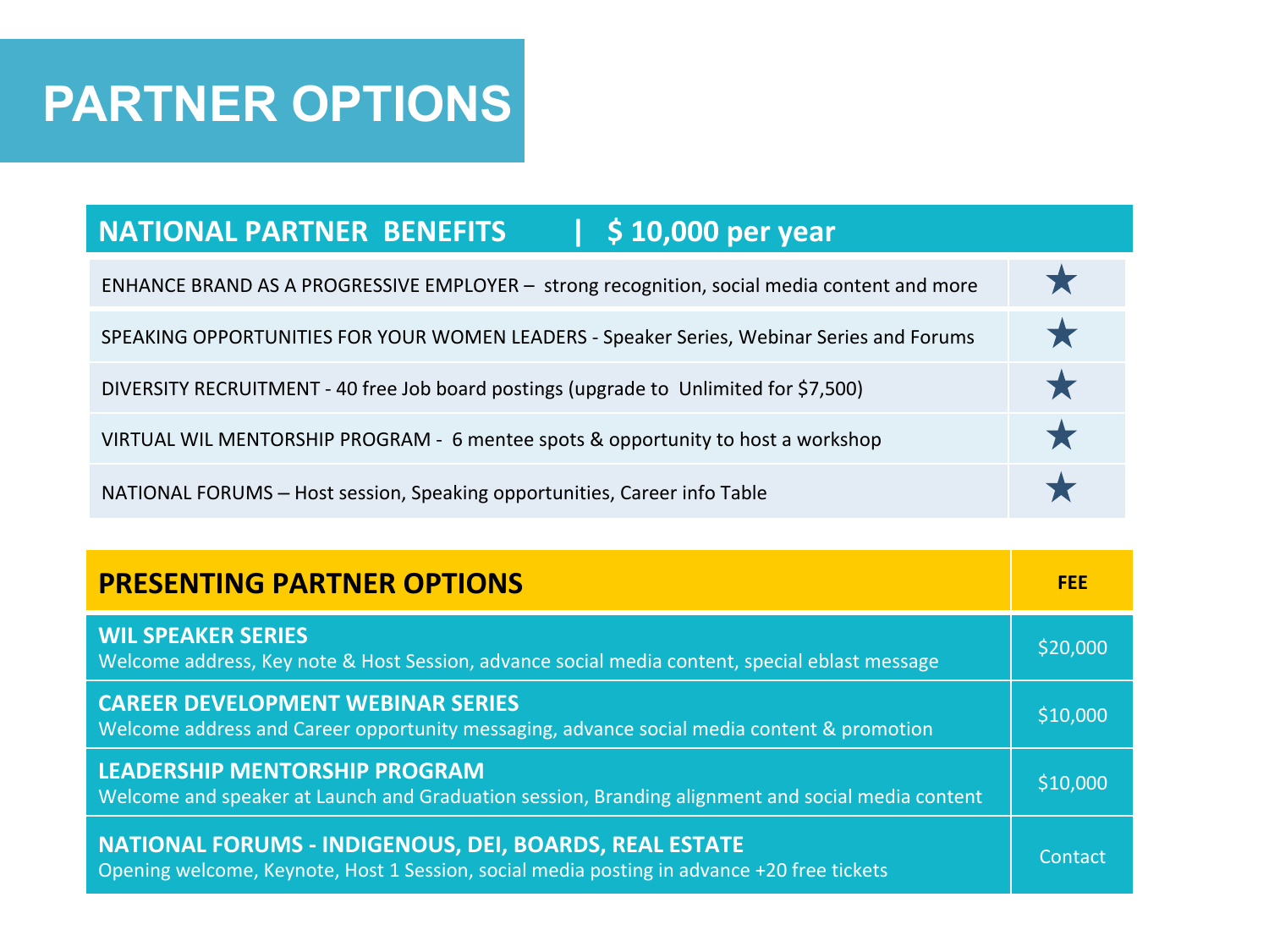# PARTNER OPTIONS

| NATIONAL PARTNER BENEFITS \| $ 10,000 per year | |
|---|---|
| ENHANCE BRAND AS A PROGRESSIVE EMPLOYER – strong recognition, social media content and more | ★ |
| SPEAKING OPPORTUNITIES FOR YOUR WOMEN LEADERS - Speaker Series, Webinar Series and Forums | ★ |
| DIVERSITY RECRUITMENT - 40 free Job board postings (upgrade to Unlimited for $7,500) | ★ |
| VIRTUAL WIL MENTORSHIP PROGRAM - 6 mentee spots & opportunity to host a workshop | ★ |
| NATIONAL FORUMS – Host session, Speaking opportunities, Career info Table | ★ |

| PRESENTING PARTNER OPTIONS | FEE |
|---|---|
| **WIL SPEAKER SERIES**<br>Welcome address, Key note & Host Session, advance social media content, special eblast message | $20,000 |
| **CAREER DEVELOPMENT WEBINAR SERIES**<br>Welcome address and Career opportunity messaging, advance social media content & promotion | $10,000 |
| **LEADERSHIP MENTORSHIP PROGRAM**<br>Welcome and speaker at Launch and Graduation session, Branding alignment and social media content | $10,000 |
| **NATIONAL FORUMS - INDIGENOUS, DEI, BOARDS, REAL ESTATE**<br>Opening welcome, Keynote, Host 1 Session, social media posting in advance +20 free tickets | Contact |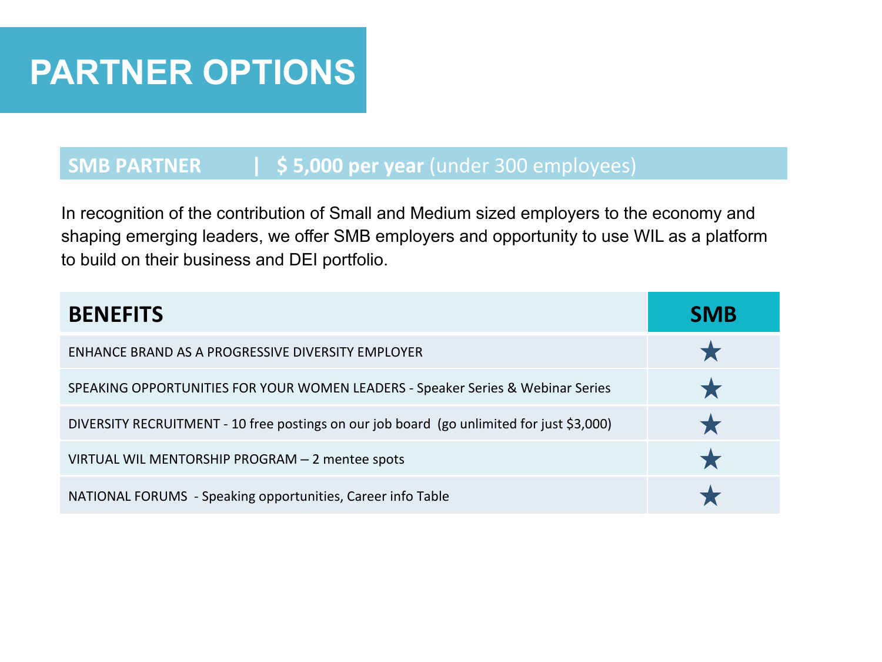# PARTNER OPTIONS

## SMB PARTNER | **$ 5,000 per year** (under 300 employees)

In recognition of the contribution of Small and Medium sized employers to the economy and shaping emerging leaders, we offer SMB employers and opportunity to use WIL as a platform to build on their business and DEI portfolio.

| BENEFITS | SMB |
|---|---|
| ENHANCE BRAND AS A PROGRESSIVE DIVERSITY EMPLOYER | ★ |
| SPEAKING OPPORTUNITIES FOR YOUR WOMEN LEADERS - Speaker Series & Webinar Series | ★ |
| DIVERSITY RECRUITMENT - 10 free postings on our job board (go unlimited for just $3,000) | ★ |
| VIRTUAL WIL MENTORSHIP PROGRAM – 2 mentee spots | ★ |
| NATIONAL FORUMS - Speaking opportunities, Career info Table | ★ |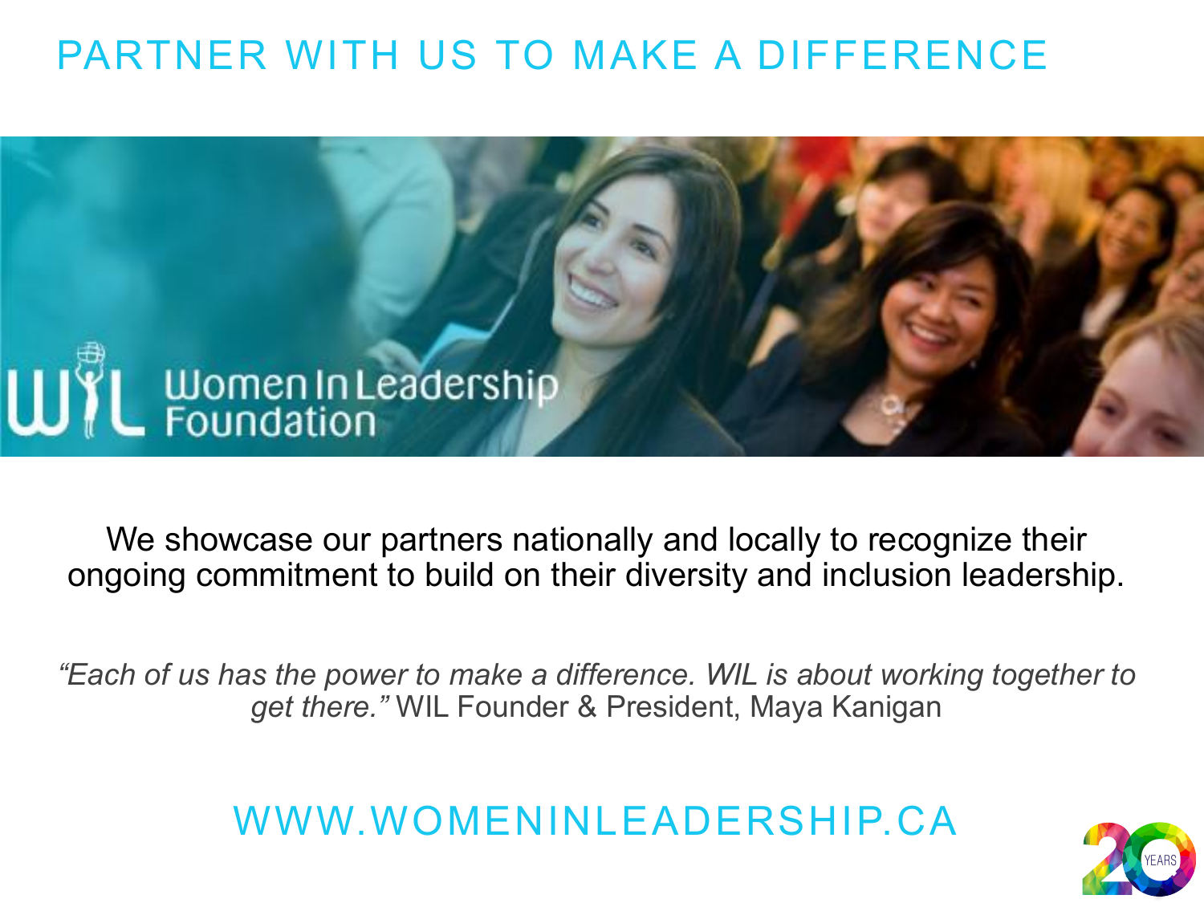# PARTNER WITH US TO MAKE A DIFFERENCE

We showcase our partners nationally and locally to recognize their ongoing commitment to build on their diversity and inclusion leadership.

*"Each of us has the power to make a difference. WIL is about working together to get there."* WIL Founder & President, Maya Kanigan

WWW.WOMENINLEADERSHIP.CA